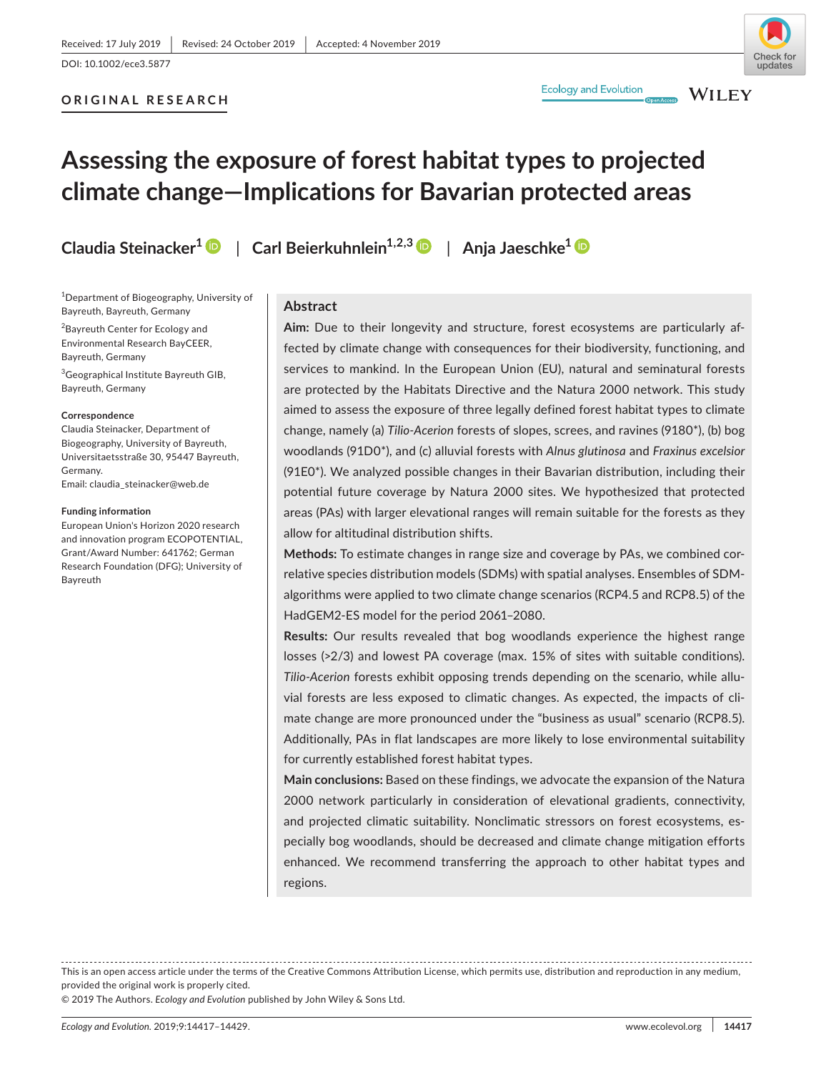Received: 17 July 2019 | Revised: 24 October 2019 | Accepted: 4 November 2019

DOI: 10.1002/ece3.5877

ORIGINAL RESEARCH

# Assessing the exposure of forest habitat types to projected climate change—Implications for Bavarian protected areas

**Claudia Steinacker**[1] | **Carl Beierkuhnlein**[1,2,3] | **Anja Jaeschke**[1]

[1]Department of Biogeography, University of Bayreuth, Bayreuth, Germany

[2]Bayreuth Center for Ecology and Environmental Research BayCEER, Bayreuth, Germany

[3]Geographical Institute Bayreuth GIB, Bayreuth, Germany

**Correspondence**
Claudia Steinacker, Department of Biogeography, University of Bayreuth, Universitaetsstraße 30, 95447 Bayreuth, Germany.
Email: claudia_steinacker@web.de

**Funding information**
European Union's Horizon 2020 research and innovation program ECOPOTENTIAL, Grant/Award Number: 641762; German Research Foundation (DFG); University of Bayreuth

## Abstract

**Aim:** Due to their longevity and structure, forest ecosystems are particularly affected by climate change with consequences for their biodiversity, functioning, and services to mankind. In the European Union (EU), natural and seminatural forests are protected by the Habitats Directive and the Natura 2000 network. This study aimed to assess the exposure of three legally defined forest habitat types to climate change, namely (a) *Tilio-Acerion* forests of slopes, screes, and ravines (9180*), (b) bog woodlands (91D0*), and (c) alluvial forests with *Alnus glutinosa* and *Fraxinus excelsior* (91E0*). We analyzed possible changes in their Bavarian distribution, including their potential future coverage by Natura 2000 sites. We hypothesized that protected areas (PAs) with larger elevational ranges will remain suitable for the forests as they allow for altitudinal distribution shifts.

**Methods:** To estimate changes in range size and coverage by PAs, we combined correlative species distribution models (SDMs) with spatial analyses. Ensembles of SDM-algorithms were applied to two climate change scenarios (RCP4.5 and RCP8.5) of the HadGEM2-ES model for the period 2061–2080.

**Results:** Our results revealed that bog woodlands experience the highest range losses (>2/3) and lowest PA coverage (max. 15% of sites with suitable conditions). *Tilio-Acerion* forests exhibit opposing trends depending on the scenario, while alluvial forests are less exposed to climatic changes. As expected, the impacts of climate change are more pronounced under the "business as usual" scenario (RCP8.5). Additionally, PAs in flat landscapes are more likely to lose environmental suitability for currently established forest habitat types.

**Main conclusions:** Based on these findings, we advocate the expansion of the Natura 2000 network particularly in consideration of elevational gradients, connectivity, and projected climatic suitability. Nonclimatic stressors on forest ecosystems, especially bog woodlands, should be decreased and climate change mitigation efforts enhanced. We recommend transferring the approach to other habitat types and regions.

This is an open access article under the terms of the Creative Commons Attribution License, which permits use, distribution and reproduction in any medium, provided the original work is properly cited.
© 2019 The Authors. *Ecology and Evolution* published by John Wiley & Sons Ltd.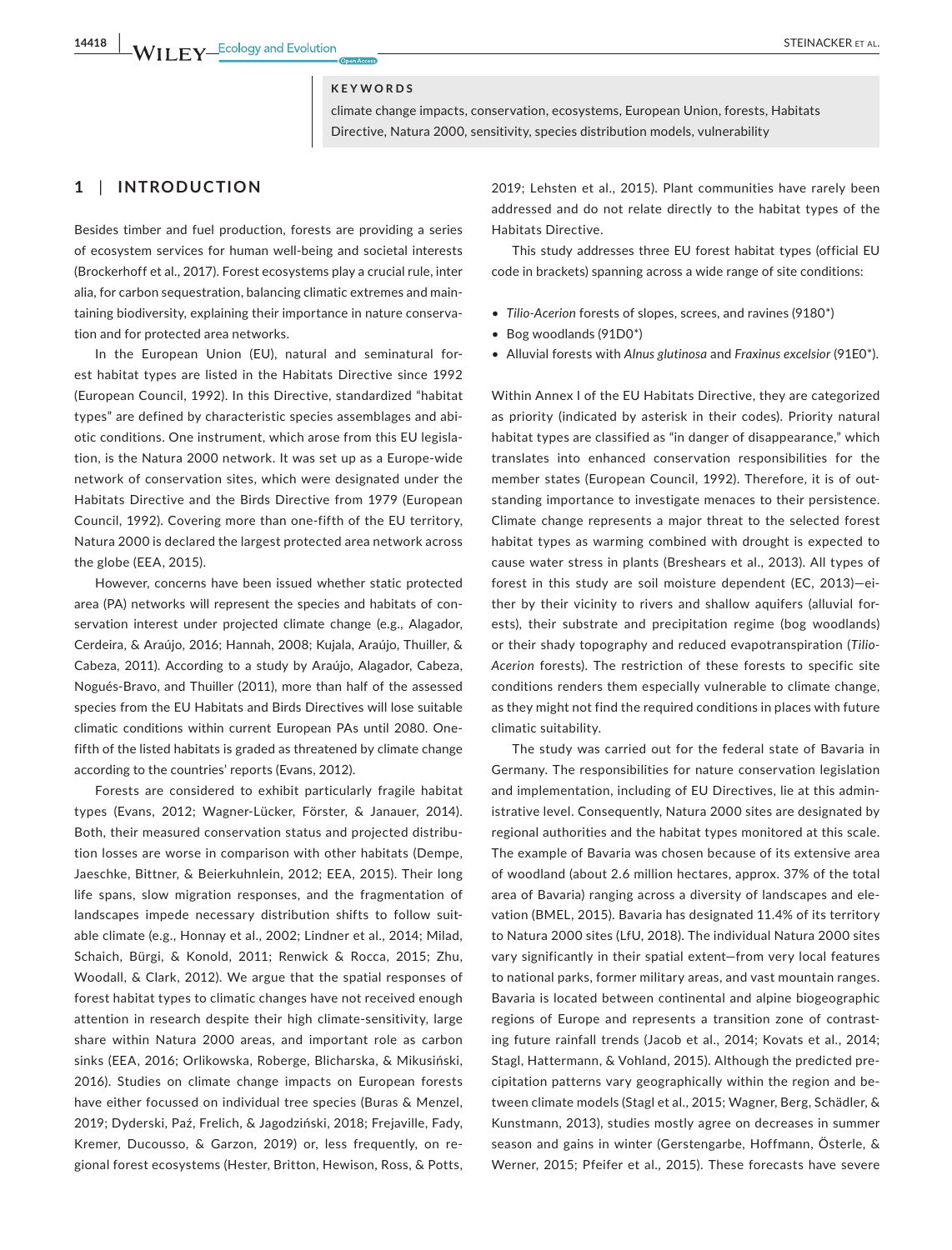**KEYWORDS**

climate change impacts, conservation, ecosystems, European Union, forests, Habitats Directive, Natura 2000, sensitivity, species distribution models, vulnerability

## 1 | INTRODUCTION

Besides timber and fuel production, forests are providing a series of ecosystem services for human well-being and societal interests (Brockerhoff et al., 2017). Forest ecosystems play a crucial rule, inter alia, for carbon sequestration, balancing climatic extremes and maintaining biodiversity, explaining their importance in nature conservation and for protected area networks.

In the European Union (EU), natural and seminatural forest habitat types are listed in the Habitats Directive since 1992 (European Council, 1992). In this Directive, standardized "habitat types" are defined by characteristic species assemblages and abiotic conditions. One instrument, which arose from this EU legislation, is the Natura 2000 network. It was set up as a Europe-wide network of conservation sites, which were designated under the Habitats Directive and the Birds Directive from 1979 (European Council, 1992). Covering more than one-fifth of the EU territory, Natura 2000 is declared the largest protected area network across the globe (EEA, 2015).

However, concerns have been issued whether static protected area (PA) networks will represent the species and habitats of conservation interest under projected climate change (e.g., Alagador, Cerdeira, & Araújo, 2016; Hannah, 2008; Kujala, Araújo, Thuiller, & Cabeza, 2011). According to a study by Araújo, Alagador, Cabeza, Nogués-Bravo, and Thuiller (2011), more than half of the assessed species from the EU Habitats and Birds Directives will lose suitable climatic conditions within current European PAs until 2080. One-fifth of the listed habitats is graded as threatened by climate change according to the countries' reports (Evans, 2012).

Forests are considered to exhibit particularly fragile habitat types (Evans, 2012; Wagner-Lücker, Förster, & Janauer, 2014). Both, their measured conservation status and projected distribution losses are worse in comparison with other habitats (Dempe, Jaeschke, Bittner, & Beierkuhnlein, 2012; EEA, 2015). Their long life spans, slow migration responses, and the fragmentation of landscapes impede necessary distribution shifts to follow suitable climate (e.g., Honnay et al., 2002; Lindner et al., 2014; Milad, Schaich, Bürgi, & Konold, 2011; Renwick & Rocca, 2015; Zhu, Woodall, & Clark, 2012). We argue that the spatial responses of forest habitat types to climatic changes have not received enough attention in research despite their high climate-sensitivity, large share within Natura 2000 areas, and important role as carbon sinks (EEA, 2016; Orlikowska, Roberge, Blicharska, & Mikusiński, 2016). Studies on climate change impacts on European forests have either focussed on individual tree species (Buras & Menzel, 2019; Dyderski, Paź, Frelich, & Jagodziński, 2018; Frejaville, Fady, Kremer, Ducousso, & Garzon, 2019) or, less frequently, on regional forest ecosystems (Hester, Britton, Hewison, Ross, & Potts, 2019; Lehsten et al., 2015). Plant communities have rarely been addressed and do not relate directly to the habitat types of the Habitats Directive.

This study addresses three EU forest habitat types (official EU code in brackets) spanning across a wide range of site conditions:

- *Tilio-Acerion* forests of slopes, screes, and ravines (9180*)
- Bog woodlands (91D0*)
- Alluvial forests with *Alnus glutinosa* and *Fraxinus excelsior* (91E0*).

Within Annex I of the EU Habitats Directive, they are categorized as priority (indicated by asterisk in their codes). Priority natural habitat types are classified as "in danger of disappearance," which translates into enhanced conservation responsibilities for the member states (European Council, 1992). Therefore, it is of outstanding importance to investigate menaces to their persistence. Climate change represents a major threat to the selected forest habitat types as warming combined with drought is expected to cause water stress in plants (Breshears et al., 2013). All types of forest in this study are soil moisture dependent (EC, 2013)—either by their vicinity to rivers and shallow aquifers (alluvial forests), their substrate and precipitation regime (bog woodlands) or their shady topography and reduced evapotranspiration (*Tilio-Acerion* forests). The restriction of these forests to specific site conditions renders them especially vulnerable to climate change, as they might not find the required conditions in places with future climatic suitability.

The study was carried out for the federal state of Bavaria in Germany. The responsibilities for nature conservation legislation and implementation, including of EU Directives, lie at this administrative level. Consequently, Natura 2000 sites are designated by regional authorities and the habitat types monitored at this scale. The example of Bavaria was chosen because of its extensive area of woodland (about 2.6 million hectares, approx. 37% of the total area of Bavaria) ranging across a diversity of landscapes and elevation (BMEL, 2015). Bavaria has designated 11.4% of its territory to Natura 2000 sites (LfU, 2018). The individual Natura 2000 sites vary significantly in their spatial extent—from very local features to national parks, former military areas, and vast mountain ranges. Bavaria is located between continental and alpine biogeographic regions of Europe and represents a transition zone of contrasting future rainfall trends (Jacob et al., 2014; Kovats et al., 2014; Stagl, Hattermann, & Vohland, 2015). Although the predicted precipitation patterns vary geographically within the region and between climate models (Stagl et al., 2015; Wagner, Berg, Schädler, & Kunstmann, 2013), studies mostly agree on decreases in summer season and gains in winter (Gerstengarbe, Hoffmann, Österle, & Werner, 2015; Pfeifer et al., 2015). These forecasts have severe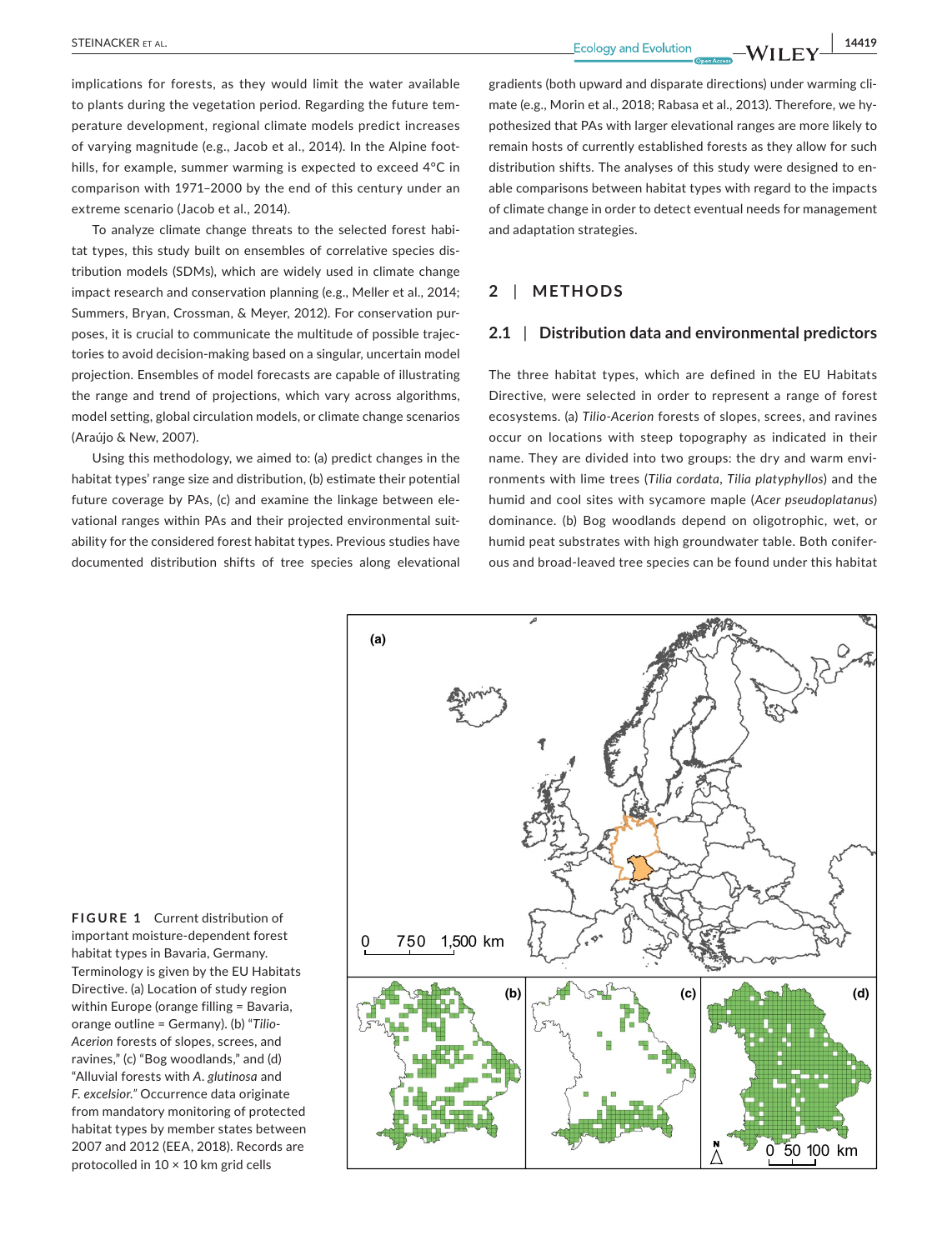implications for forests, as they would limit the water available to plants during the vegetation period. Regarding the future temperature development, regional climate models predict increases of varying magnitude (e.g., Jacob et al., 2014). In the Alpine foothills, for example, summer warming is expected to exceed 4°C in comparison with 1971–2000 by the end of this century under an extreme scenario (Jacob et al., 2014).

To analyze climate change threats to the selected forest habitat types, this study built on ensembles of correlative species distribution models (SDMs), which are widely used in climate change impact research and conservation planning (e.g., Meller et al., 2014; Summers, Bryan, Crossman, & Meyer, 2012). For conservation purposes, it is crucial to communicate the multitude of possible trajectories to avoid decision-making based on a singular, uncertain model projection. Ensembles of model forecasts are capable of illustrating the range and trend of projections, which vary across algorithms, model setting, global circulation models, or climate change scenarios (Araújo & New, 2007).

Using this methodology, we aimed to: (a) predict changes in the habitat types' range size and distribution, (b) estimate their potential future coverage by PAs, (c) and examine the linkage between elevational ranges within PAs and their projected environmental suitability for the considered forest habitat types. Previous studies have documented distribution shifts of tree species along elevational gradients (both upward and disparate directions) under warming climate (e.g., Morin et al., 2018; Rabasa et al., 2013). Therefore, we hypothesized that PAs with larger elevational ranges are more likely to remain hosts of currently established forests as they allow for such distribution shifts. The analyses of this study were designed to enable comparisons between habitat types with regard to the impacts of climate change in order to detect eventual needs for management and adaptation strategies.

## 2 | METHODS

### 2.1 | Distribution data and environmental predictors

The three habitat types, which are defined in the EU Habitats Directive, were selected in order to represent a range of forest ecosystems. (a) *Tilio-Acerion* forests of slopes, screes, and ravines occur on locations with steep topography as indicated in their name. They are divided into two groups: the dry and warm environments with lime trees (*Tilia cordata*, *Tilia platyphyllos*) and the humid and cool sites with sycamore maple (*Acer pseudoplatanus*) dominance. (b) Bog woodlands depend on oligotrophic, wet, or humid peat substrates with high groundwater table. Both coniferous and broad-leaved tree species can be found under this habitat

**FIGURE 1** Current distribution of important moisture-dependent forest habitat types in Bavaria, Germany. Terminology is given by the EU Habitats Directive. (a) Location of study region within Europe (orange filling = Bavaria, orange outline = Germany). (b) "*Tilio-Acerion* forests of slopes, screes, and ravines," (c) "Bog woodlands," and (d) "Alluvial forests with *A. glutinosa* and *F. excelsior.*" Occurrence data originate from mandatory monitoring of protected habitat types by member states between 2007 and 2012 (EEA, 2018). Records are protocolled in 10 × 10 km grid cells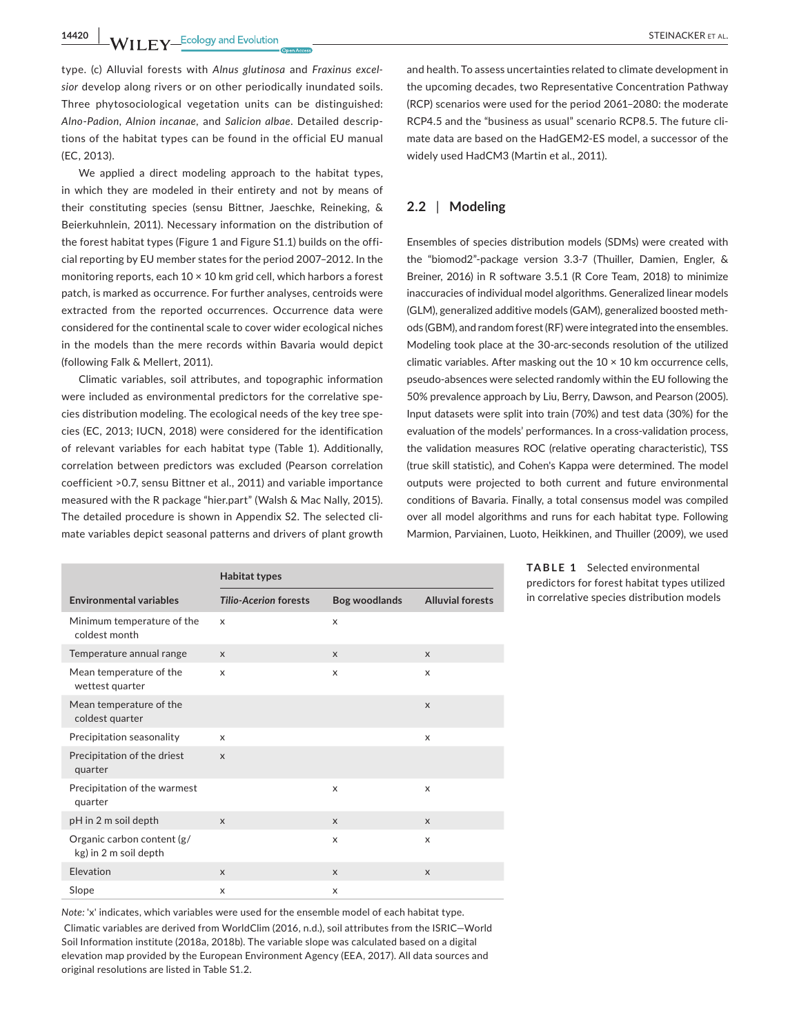type. (c) Alluvial forests with *Alnus glutinosa* and *Fraxinus excelsior* develop along rivers or on other periodically inundated soils. Three phytosociological vegetation units can be distinguished: *Alno-Padion*, *Alnion incanae*, and *Salicion albae*. Detailed descriptions of the habitat types can be found in the official EU manual (EC, 2013).

We applied a direct modeling approach to the habitat types, in which they are modeled in their entirety and not by means of their constituting species (sensu Bittner, Jaeschke, Reineking, & Beierkuhnlein, 2011). Necessary information on the distribution of the forest habitat types (Figure 1 and Figure S1.1) builds on the official reporting by EU member states for the period 2007–2012. In the monitoring reports, each 10 × 10 km grid cell, which harbors a forest patch, is marked as occurrence. For further analyses, centroids were extracted from the reported occurrences. Occurrence data were considered for the continental scale to cover wider ecological niches in the models than the mere records within Bavaria would depict (following Falk & Mellert, 2011).

Climatic variables, soil attributes, and topographic information were included as environmental predictors for the correlative species distribution modeling. The ecological needs of the key tree species (EC, 2013; IUCN, 2018) were considered for the identification of relevant variables for each habitat type (Table 1). Additionally, correlation between predictors was excluded (Pearson correlation coefficient >0.7, sensu Bittner et al., 2011) and variable importance measured with the R package "hier.part" (Walsh & Mac Nally, 2015). The detailed procedure is shown in Appendix S2. The selected climate variables depict seasonal patterns and drivers of plant growth and health. To assess uncertainties related to climate development in the upcoming decades, two Representative Concentration Pathway (RCP) scenarios were used for the period 2061–2080: the moderate RCP4.5 and the "business as usual" scenario RCP8.5. The future climate data are based on the HadGEM2-ES model, a successor of the widely used HadCM3 (Martin et al., 2011).

## 2.2 | Modeling

Ensembles of species distribution models (SDMs) were created with the "biomod2"-package version 3.3-7 (Thuiller, Damien, Engler, & Breiner, 2016) in R software 3.5.1 (R Core Team, 2018) to minimize inaccuracies of individual model algorithms. Generalized linear models (GLM), generalized additive models (GAM), generalized boosted methods (GBM), and random forest (RF) were integrated into the ensembles. Modeling took place at the 30-arc-seconds resolution of the utilized climatic variables. After masking out the 10 × 10 km occurrence cells, pseudo-absences were selected randomly within the EU following the 50% prevalence approach by Liu, Berry, Dawson, and Pearson (2005). Input datasets were split into train (70%) and test data (30%) for the evaluation of the models' performances. In a cross-validation process, the validation measures ROC (relative operating characteristic), TSS (true skill statistic), and Cohen's Kappa were determined. The model outputs were projected to both current and future environmental conditions of Bavaria. Finally, a total consensus model was compiled over all model algorithms and runs for each habitat type. Following Marmion, Parviainen, Luoto, Heikkinen, and Thuiller (2009), we used

**TABLE 1** Selected environmental predictors for forest habitat types utilized in correlative species distribution models

| | Habitat types | | |
|---|---|---|---|
| Environmental variables | *Tilio-Acerion* forests | Bog woodlands | Alluvial forests |
| Minimum temperature of the coldest month | x | x | |
| Temperature annual range | x | x | x |
| Mean temperature of the wettest quarter | x | x | x |
| Mean temperature of the coldest quarter | | | x |
| Precipitation seasonality | x | | x |
| Precipitation of the driest quarter | x | | |
| Precipitation of the warmest quarter | | x | x |
| pH in 2 m soil depth | x | x | x |
| Organic carbon content (g/kg) in 2 m soil depth | | x | x |
| Elevation | x | x | x |
| Slope | x | x | |

*Note:* 'x' indicates, which variables were used for the ensemble model of each habitat type.
Climatic variables are derived from WorldClim (2016, n.d.), soil attributes from the ISRIC—World Soil Information institute (2018a, 2018b). The variable slope was calculated based on a digital elevation map provided by the European Environment Agency (EEA, 2017). All data sources and original resolutions are listed in Table S1.2.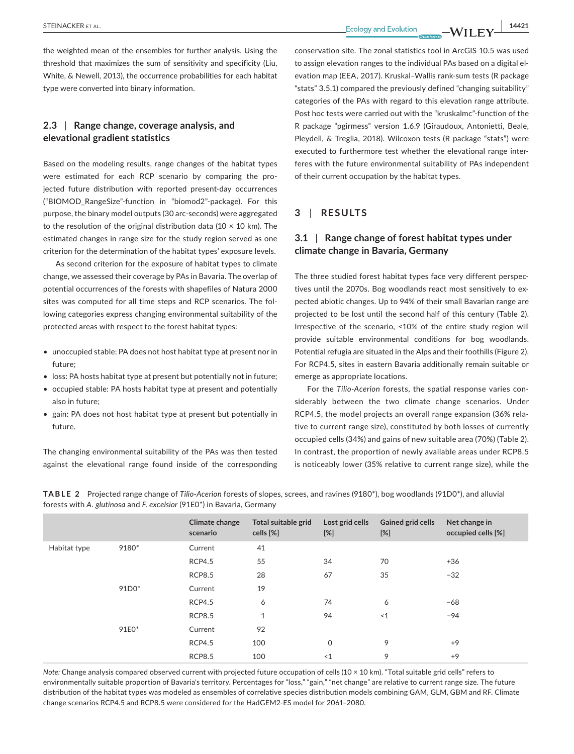the weighted mean of the ensembles for further analysis. Using the threshold that maximizes the sum of sensitivity and specificity (Liu, White, & Newell, 2013), the occurrence probabilities for each habitat type were converted into binary information.

## 2.3 | Range change, coverage analysis, and elevational gradient statistics

Based on the modeling results, range changes of the habitat types were estimated for each RCP scenario by comparing the projected future distribution with reported present-day occurrences ("BIOMOD_RangeSize"-function in "biomod2"-package). For this purpose, the binary model outputs (30 arc-seconds) were aggregated to the resolution of the original distribution data (10 × 10 km). The estimated changes in range size for the study region served as one criterion for the determination of the habitat types' exposure levels.

As second criterion for the exposure of habitat types to climate change, we assessed their coverage by PAs in Bavaria. The overlap of potential occurrences of the forests with shapefiles of Natura 2000 sites was computed for all time steps and RCP scenarios. The following categories express changing environmental suitability of the protected areas with respect to the forest habitat types:

- unoccupied stable: PA does not host habitat type at present nor in future;
- loss: PA hosts habitat type at present but potentially not in future;
- occupied stable: PA hosts habitat type at present and potentially also in future;
- gain: PA does not host habitat type at present but potentially in future.

The changing environmental suitability of the PAs was then tested against the elevational range found inside of the corresponding conservation site. The zonal statistics tool in ArcGIS 10.5 was used to assign elevation ranges to the individual PAs based on a digital elevation map (EEA, 2017). Kruskal–Wallis rank-sum tests (R package "stats" 3.5.1) compared the previously defined "changing suitability" categories of the PAs with regard to this elevation range attribute. Post hoc tests were carried out with the "kruskalmc"-function of the R package "pgirmess" version 1.6.9 (Giraudoux, Antonietti, Beale, Pleydell, & Treglia, 2018). Wilcoxon tests (R package "stats") were executed to furthermore test whether the elevational range interferes with the future environmental suitability of PAs independent of their current occupation by the habitat types.

# 3 | RESULTS

## 3.1 | Range change of forest habitat types under climate change in Bavaria, Germany

The three studied forest habitat types face very different perspectives until the 2070s. Bog woodlands react most sensitively to expected abiotic changes. Up to 94% of their small Bavarian range are projected to be lost until the second half of this century (Table 2). Irrespective of the scenario, <10% of the entire study region will provide suitable environmental conditions for bog woodlands. Potential refugia are situated in the Alps and their foothills (Figure 2). For RCP4.5, sites in eastern Bavaria additionally remain suitable or emerge as appropriate locations.

For the *Tilio-Acerion* forests, the spatial response varies considerably between the two climate change scenarios. Under RCP4.5, the model projects an overall range expansion (36% relative to current range size), constituted by both losses of currently occupied cells (34%) and gains of new suitable area (70%) (Table 2). In contrast, the proportion of newly available areas under RCP8.5 is noticeably lower (35% relative to current range size), while the

**TABLE 2** Projected range change of *Tilio-Acerion* forests of slopes, screes, and ravines (9180*), bog woodlands (91D0*), and alluvial forests with *A. glutinosa* and *F. excelsior* (91E0*) in Bavaria, Germany

| | | Climate change scenario | Total suitable grid cells [%] | Lost grid cells [%] | Gained grid cells [%] | Net change in occupied cells [%] |
|---|---|---|---|---|---|---|
| Habitat type | 9180* | Current | 41 | | | |
| | | RCP4.5 | 55 | 34 | 70 | +36 |
| | | RCP8.5 | 28 | 67 | 35 | −32 |
| | 91D0* | Current | 19 | | | |
| | | RCP4.5 | 6 | 74 | 6 | −68 |
| | | RCP8.5 | 1 | 94 | <1 | −94 |
| | 91E0* | Current | 92 | | | |
| | | RCP4.5 | 100 | 0 | 9 | +9 |
| | | RCP8.5 | 100 | <1 | 9 | +9 |

*Note:* Change analysis compared observed current with projected future occupation of cells (10 × 10 km). "Total suitable grid cells" refers to environmentally suitable proportion of Bavaria's territory. Percentages for "loss," "gain," "net change" are relative to current range size. The future distribution of the habitat types was modeled as ensembles of correlative species distribution models combining GAM, GLM, GBM and RF. Climate change scenarios RCP4.5 and RCP8.5 were considered for the HadGEM2-ES model for 2061–2080.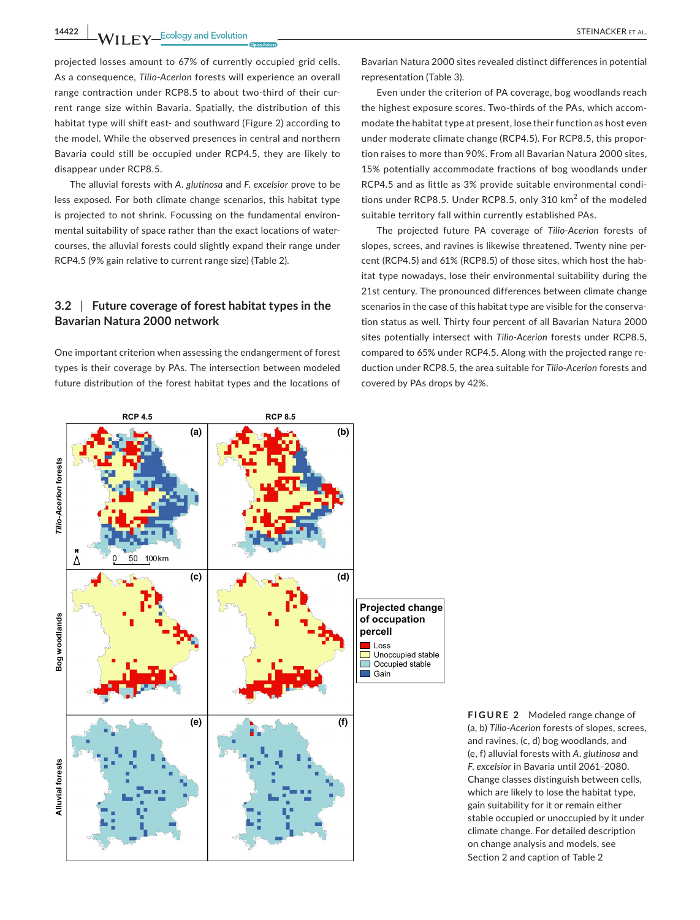projected losses amount to 67% of currently occupied grid cells. As a consequence, *Tilio-Acerion* forests will experience an overall range contraction under RCP8.5 to about two-third of their current range size within Bavaria. Spatially, the distribution of this habitat type will shift east- and southward (Figure 2) according to the model. While the observed presences in central and northern Bavaria could still be occupied under RCP4.5, they are likely to disappear under RCP8.5.

The alluvial forests with *A. glutinosa* and *F. excelsior* prove to be less exposed. For both climate change scenarios, this habitat type is projected to not shrink. Focussing on the fundamental environmental suitability of space rather than the exact locations of watercourses, the alluvial forests could slightly expand their range under RCP4.5 (9% gain relative to current range size) (Table 2).

### 3.2 | Future coverage of forest habitat types in the Bavarian Natura 2000 network

One important criterion when assessing the endangerment of forest types is their coverage by PAs. The intersection between modeled future distribution of the forest habitat types and the locations of Bavarian Natura 2000 sites revealed distinct differences in potential representation (Table 3).

Even under the criterion of PA coverage, bog woodlands reach the highest exposure scores. Two-thirds of the PAs, which accommodate the habitat type at present, lose their function as host even under moderate climate change (RCP4.5). For RCP8.5, this proportion raises to more than 90%. From all Bavarian Natura 2000 sites, 15% potentially accommodate fractions of bog woodlands under RCP4.5 and as little as 3% provide suitable environmental conditions under RCP8.5. Under RCP8.5, only 310 km$^2$ of the modeled suitable territory fall within currently established PAs.

The projected future PA coverage of *Tilio-Acerion* forests of slopes, screes, and ravines is likewise threatened. Twenty nine percent (RCP4.5) and 61% (RCP8.5) of those sites, which host the habitat type nowadays, lose their environmental suitability during the 21st century. The pronounced differences between climate change scenarios in the case of this habitat type are visible for the conservation status as well. Thirty four percent of all Bavarian Natura 2000 sites potentially intersect with *Tilio-Acerion* forests under RCP8.5, compared to 65% under RCP4.5. Along with the projected range reduction under RCP8.5, the area suitable for *Tilio-Acerion* forests and covered by PAs drops by 42%.

**FIGURE 2** Modeled range change of (a, b) *Tilio-Acerion* forests of slopes, screes, and ravines, (c, d) bog woodlands, and (e, f) alluvial forests with *A. glutinosa* and *F. excelsior* in Bavaria until 2061–2080. Change classes distinguish between cells, which are likely to lose the habitat type, gain suitability for it or remain either stable occupied or unoccupied by it under climate change. For detailed description on change analysis and models, see Section 2 and caption of Table 2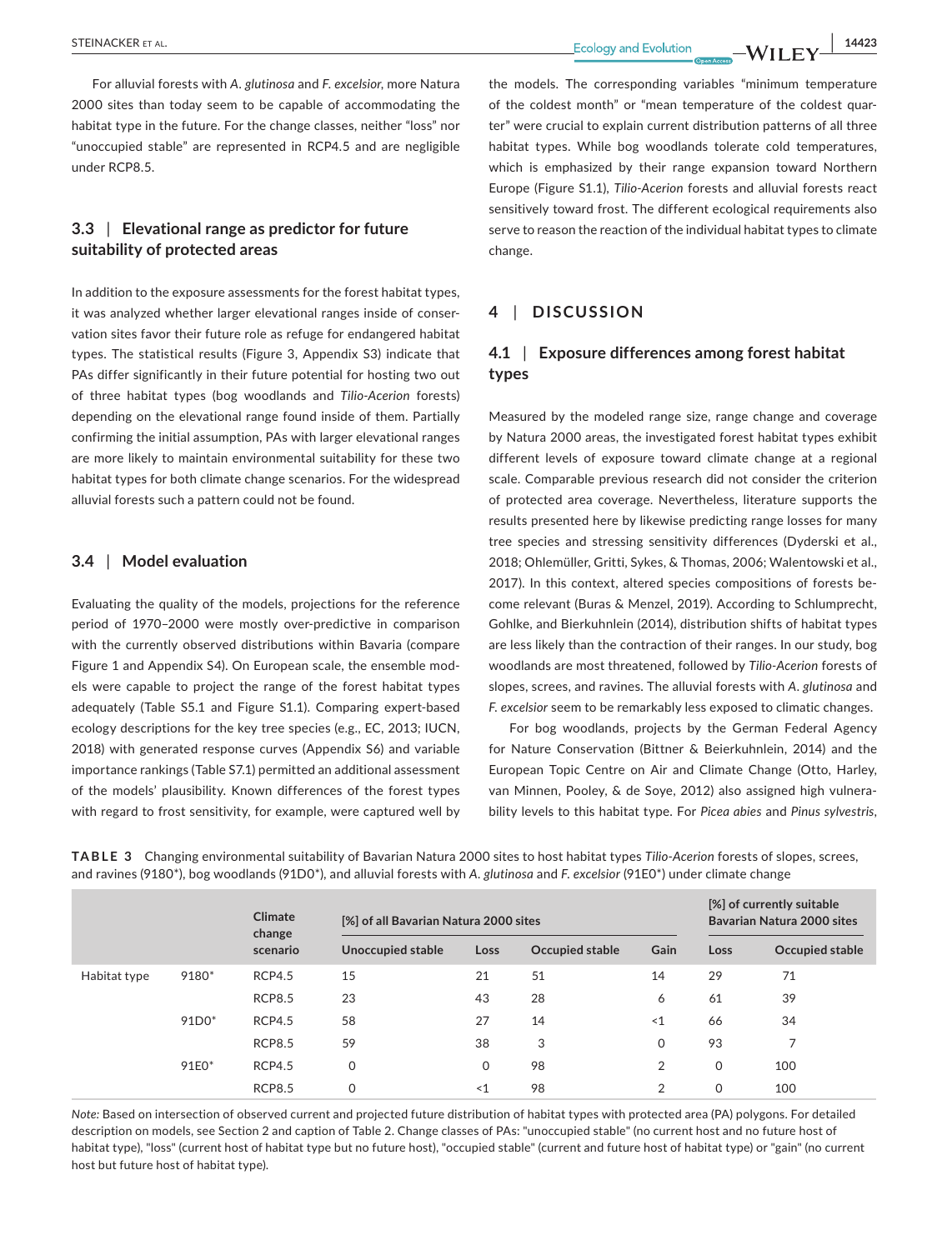For alluvial forests with *A. glutinosa* and *F. excelsior*, more Natura 2000 sites than today seem to be capable of accommodating the habitat type in the future. For the change classes, neither "loss" nor "unoccupied stable" are represented in RCP4.5 and are negligible under RCP8.5.

### 3.3 | Elevational range as predictor for future suitability of protected areas

In addition to the exposure assessments for the forest habitat types, it was analyzed whether larger elevational ranges inside of conservation sites favor their future role as refuge for endangered habitat types. The statistical results (Figure 3, Appendix S3) indicate that PAs differ significantly in their future potential for hosting two out of three habitat types (bog woodlands and *Tilio-Acerion* forests) depending on the elevational range found inside of them. Partially confirming the initial assumption, PAs with larger elevational ranges are more likely to maintain environmental suitability for these two habitat types for both climate change scenarios. For the widespread alluvial forests such a pattern could not be found.

### 3.4 | Model evaluation

Evaluating the quality of the models, projections for the reference period of 1970–2000 were mostly over-predictive in comparison with the currently observed distributions within Bavaria (compare Figure 1 and Appendix S4). On European scale, the ensemble models were capable to project the range of the forest habitat types adequately (Table S5.1 and Figure S1.1). Comparing expert-based ecology descriptions for the key tree species (e.g., EC, 2013; IUCN, 2018) with generated response curves (Appendix S6) and variable importance rankings (Table S7.1) permitted an additional assessment of the models' plausibility. Known differences of the forest types with regard to frost sensitivity, for example, were captured well by the models. The corresponding variables "minimum temperature of the coldest month" or "mean temperature of the coldest quarter" were crucial to explain current distribution patterns of all three habitat types. While bog woodlands tolerate cold temperatures, which is emphasized by their range expansion toward Northern Europe (Figure S1.1), *Tilio-Acerion* forests and alluvial forests react sensitively toward frost. The different ecological requirements also serve to reason the reaction of the individual habitat types to climate change.

## 4 | DISCUSSION

### 4.1 | Exposure differences among forest habitat types

Measured by the modeled range size, range change and coverage by Natura 2000 areas, the investigated forest habitat types exhibit different levels of exposure toward climate change at a regional scale. Comparable previous research did not consider the criterion of protected area coverage. Nevertheless, literature supports the results presented here by likewise predicting range losses for many tree species and stressing sensitivity differences (Dyderski et al., 2018; Ohlemüller, Gritti, Sykes, & Thomas, 2006; Walentowski et al., 2017). In this context, altered species compositions of forests become relevant (Buras & Menzel, 2019). According to Schlumprecht, Gohlke, and Bierkuhnlein (2014), distribution shifts of habitat types are less likely than the contraction of their ranges. In our study, bog woodlands are most threatened, followed by *Tilio-Acerion* forests of slopes, screes, and ravines. The alluvial forests with *A. glutinosa* and *F. excelsior* seem to be remarkably less exposed to climatic changes.

For bog woodlands, projects by the German Federal Agency for Nature Conservation (Bittner & Beierkuhnlein, 2014) and the European Topic Centre on Air and Climate Change (Otto, Harley, van Minnen, Pooley, & de Soye, 2012) also assigned high vulnerability levels to this habitat type. For *Picea abies* and *Pinus sylvestris*,

**TABLE 3** Changing environmental suitability of Bavarian Natura 2000 sites to host habitat types *Tilio-Acerion* forests of slopes, screes, and ravines (9180*), bog woodlands (91D0*), and alluvial forests with *A. glutinosa* and *F. excelsior* (91E0*) under climate change

| | | Climate change scenario | [%] of all Bavarian Natura 2000 sites | | | | [%] of currently suitable Bavarian Natura 2000 sites | |
|---|---|---|---|---|---|---|---|---|
| | | | Unoccupied stable | Loss | Occupied stable | Gain | Loss | Occupied stable |
| Habitat type | 9180* | RCP4.5 | 15 | 21 | 51 | 14 | 29 | 71 |
| | | RCP8.5 | 23 | 43 | 28 | 6 | 61 | 39 |
| | 91D0* | RCP4.5 | 58 | 27 | 14 | <1 | 66 | 34 |
| | | RCP8.5 | 59 | 38 | 3 | 0 | 93 | 7 |
| | 91E0* | RCP4.5 | 0 | 0 | 98 | 2 | 0 | 100 |
| | | RCP8.5 | 0 | <1 | 98 | 2 | 0 | 100 |

*Note:* Based on intersection of observed current and projected future distribution of habitat types with protected area (PA) polygons. For detailed description on models, see Section 2 and caption of Table 2. Change classes of PAs: "unoccupied stable" (no current host and no future host of habitat type), "loss" (current host of habitat type but no future host), "occupied stable" (current and future host of habitat type) or "gain" (no current host but future host of habitat type).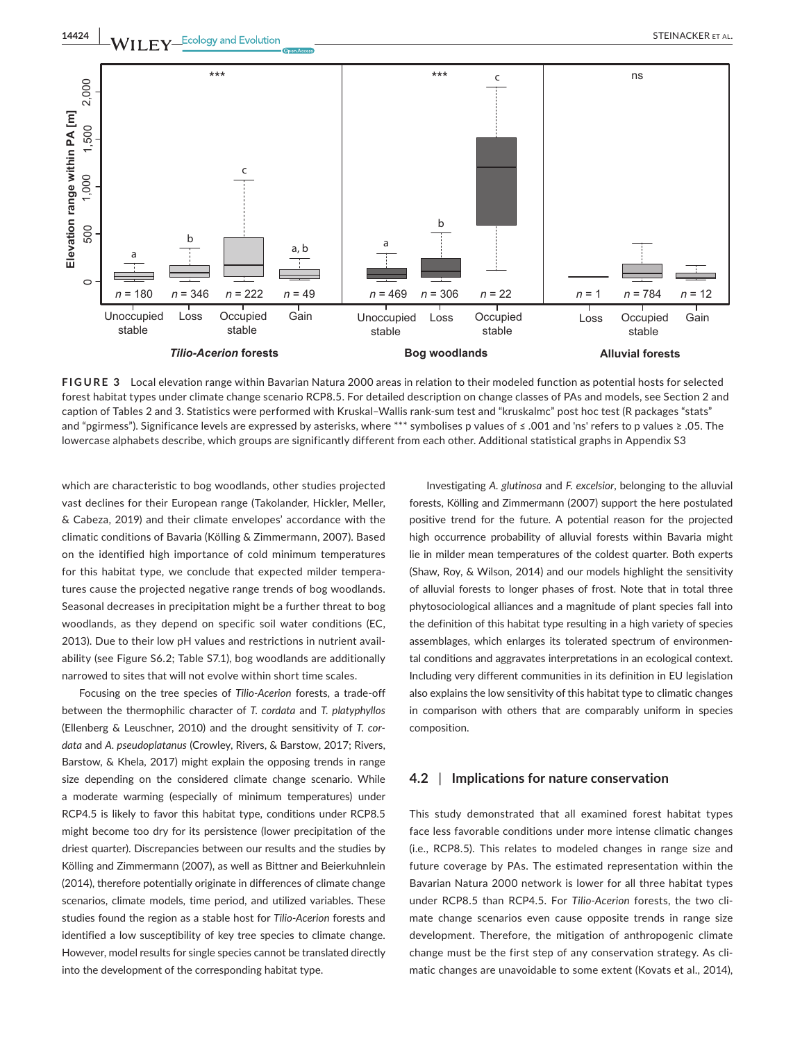FIGURE 3 Local elevation range within Bavarian Natura 2000 areas in relation to their modeled function as potential hosts for selected forest habitat types under climate change scenario RCP8.5. For detailed description on change classes of PAs and models, see Section 2 and caption of Tables 2 and 3. Statistics were performed with Kruskal–Wallis rank-sum test and "kruskalmc" post hoc test (R packages "stats" and "pgirmess"). Significance levels are expressed by asterisks, where *** symbolises p values of ≤ .001 and 'ns' refers to p values ≥ .05. The lowercase alphabets describe, which groups are significantly different from each other. Additional statistical graphs in Appendix S3

which are characteristic to bog woodlands, other studies projected vast declines for their European range (Takolander, Hickler, Meller, & Cabeza, 2019) and their climate envelopes' accordance with the climatic conditions of Bavaria (Kölling & Zimmermann, 2007). Based on the identified high importance of cold minimum temperatures for this habitat type, we conclude that expected milder temperatures cause the projected negative range trends of bog woodlands. Seasonal decreases in precipitation might be a further threat to bog woodlands, as they depend on specific soil water conditions (EC, 2013). Due to their low pH values and restrictions in nutrient availability (see Figure S6.2; Table S7.1), bog woodlands are additionally narrowed to sites that will not evolve within short time scales.

Focusing on the tree species of *Tilio-Acerion* forests, a trade-off between the thermophilic character of *T. cordata* and *T. platyphyllos* (Ellenberg & Leuschner, 2010) and the drought sensitivity of *T. cordata* and *A. pseudoplatanus* (Crowley, Rivers, & Barstow, 2017; Rivers, Barstow, & Khela, 2017) might explain the opposing trends in range size depending on the considered climate change scenario. While a moderate warming (especially of minimum temperatures) under RCP4.5 is likely to favor this habitat type, conditions under RCP8.5 might become too dry for its persistence (lower precipitation of the driest quarter). Discrepancies between our results and the studies by Kölling and Zimmermann (2007), as well as Bittner and Beierkuhnlein (2014), therefore potentially originate in differences of climate change scenarios, climate models, time period, and utilized variables. These studies found the region as a stable host for *Tilio-Acerion* forests and identified a low susceptibility of key tree species to climate change. However, model results for single species cannot be translated directly into the development of the corresponding habitat type.

Investigating *A. glutinosa* and *F. excelsior*, belonging to the alluvial forests, Kölling and Zimmermann (2007) support the here postulated positive trend for the future. A potential reason for the projected high occurrence probability of alluvial forests within Bavaria might lie in milder mean temperatures of the coldest quarter. Both experts (Shaw, Roy, & Wilson, 2014) and our models highlight the sensitivity of alluvial forests to longer phases of frost. Note that in total three phytosociological alliances and a magnitude of plant species fall into the definition of this habitat type resulting in a high variety of species assemblages, which enlarges its tolerated spectrum of environmental conditions and aggravates interpretations in an ecological context. Including very different communities in its definition in EU legislation also explains the low sensitivity of this habitat type to climatic changes in comparison with others that are comparably uniform in species composition.

## 4.2 | Implications for nature conservation

This study demonstrated that all examined forest habitat types face less favorable conditions under more intense climatic changes (i.e., RCP8.5). This relates to modeled changes in range size and future coverage by PAs. The estimated representation within the Bavarian Natura 2000 network is lower for all three habitat types under RCP8.5 than RCP4.5. For *Tilio-Acerion* forests, the two climate change scenarios even cause opposite trends in range size development. Therefore, the mitigation of anthropogenic climate change must be the first step of any conservation strategy. As climatic changes are unavoidable to some extent (Kovats et al., 2014),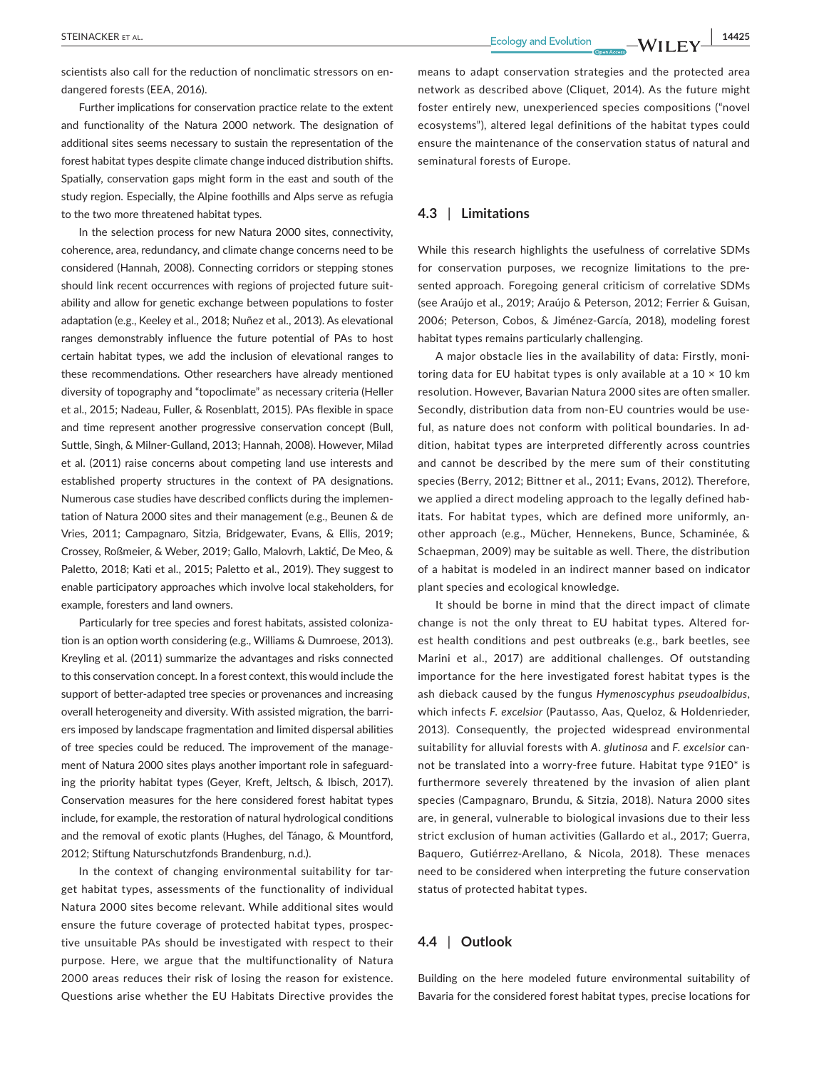scientists also call for the reduction of nonclimatic stressors on endangered forests (EEA, 2016).

Further implications for conservation practice relate to the extent and functionality of the Natura 2000 network. The designation of additional sites seems necessary to sustain the representation of the forest habitat types despite climate change induced distribution shifts. Spatially, conservation gaps might form in the east and south of the study region. Especially, the Alpine foothills and Alps serve as refugia to the two more threatened habitat types.

In the selection process for new Natura 2000 sites, connectivity, coherence, area, redundancy, and climate change concerns need to be considered (Hannah, 2008). Connecting corridors or stepping stones should link recent occurrences with regions of projected future suitability and allow for genetic exchange between populations to foster adaptation (e.g., Keeley et al., 2018; Nuñez et al., 2013). As elevational ranges demonstrably influence the future potential of PAs to host certain habitat types, we add the inclusion of elevational ranges to these recommendations. Other researchers have already mentioned diversity of topography and "topoclimate" as necessary criteria (Heller et al., 2015; Nadeau, Fuller, & Rosenblatt, 2015). PAs flexible in space and time represent another progressive conservation concept (Bull, Suttle, Singh, & Milner-Gulland, 2013; Hannah, 2008). However, Milad et al. (2011) raise concerns about competing land use interests and established property structures in the context of PA designations. Numerous case studies have described conflicts during the implementation of Natura 2000 sites and their management (e.g., Beunen & de Vries, 2011; Campagnaro, Sitzia, Bridgewater, Evans, & Ellis, 2019; Crossey, Roßmeier, & Weber, 2019; Gallo, Malovrh, Laktić, De Meo, & Paletto, 2018; Kati et al., 2015; Paletto et al., 2019). They suggest to enable participatory approaches which involve local stakeholders, for example, foresters and land owners.

Particularly for tree species and forest habitats, assisted colonization is an option worth considering (e.g., Williams & Dumroese, 2013). Kreyling et al. (2011) summarize the advantages and risks connected to this conservation concept. In a forest context, this would include the support of better-adapted tree species or provenances and increasing overall heterogeneity and diversity. With assisted migration, the barriers imposed by landscape fragmentation and limited dispersal abilities of tree species could be reduced. The improvement of the management of Natura 2000 sites plays another important role in safeguarding the priority habitat types (Geyer, Kreft, Jeltsch, & Ibisch, 2017). Conservation measures for the here considered forest habitat types include, for example, the restoration of natural hydrological conditions and the removal of exotic plants (Hughes, del Tánago, & Mountford, 2012; Stiftung Naturschutzfonds Brandenburg, n.d.).

In the context of changing environmental suitability for target habitat types, assessments of the functionality of individual Natura 2000 sites become relevant. While additional sites would ensure the future coverage of protected habitat types, prospective unsuitable PAs should be investigated with respect to their purpose. Here, we argue that the multifunctionality of Natura 2000 areas reduces their risk of losing the reason for existence. Questions arise whether the EU Habitats Directive provides the means to adapt conservation strategies and the protected area network as described above (Cliquet, 2014). As the future might foster entirely new, unexperienced species compositions ("novel ecosystems"), altered legal definitions of the habitat types could ensure the maintenance of the conservation status of natural and seminatural forests of Europe.

## 4.3 | Limitations

While this research highlights the usefulness of correlative SDMs for conservation purposes, we recognize limitations to the presented approach. Foregoing general criticism of correlative SDMs (see Araújo et al., 2019; Araújo & Peterson, 2012; Ferrier & Guisan, 2006; Peterson, Cobos, & Jiménez-García, 2018), modeling forest habitat types remains particularly challenging.

A major obstacle lies in the availability of data: Firstly, monitoring data for EU habitat types is only available at a 10 × 10 km resolution. However, Bavarian Natura 2000 sites are often smaller. Secondly, distribution data from non-EU countries would be useful, as nature does not conform with political boundaries. In addition, habitat types are interpreted differently across countries and cannot be described by the mere sum of their constituting species (Berry, 2012; Bittner et al., 2011; Evans, 2012). Therefore, we applied a direct modeling approach to the legally defined habitats. For habitat types, which are defined more uniformly, another approach (e.g., Mücher, Hennekens, Bunce, Schaminée, & Schaepman, 2009) may be suitable as well. There, the distribution of a habitat is modeled in an indirect manner based on indicator plant species and ecological knowledge.

It should be borne in mind that the direct impact of climate change is not the only threat to EU habitat types. Altered forest health conditions and pest outbreaks (e.g., bark beetles, see Marini et al., 2017) are additional challenges. Of outstanding importance for the here investigated forest habitat types is the ash dieback caused by the fungus *Hymenoscyphus pseudoalbidus*, which infects *F. excelsior* (Pautasso, Aas, Queloz, & Holdenrieder, 2013). Consequently, the projected widespread environmental suitability for alluvial forests with *A. glutinosa* and *F. excelsior* cannot be translated into a worry-free future. Habitat type 91E0* is furthermore severely threatened by the invasion of alien plant species (Campagnaro, Brundu, & Sitzia, 2018). Natura 2000 sites are, in general, vulnerable to biological invasions due to their less strict exclusion of human activities (Gallardo et al., 2017; Guerra, Baquero, Gutiérrez-Arellano, & Nicola, 2018). These menaces need to be considered when interpreting the future conservation status of protected habitat types.

## 4.4 | Outlook

Building on the here modeled future environmental suitability of Bavaria for the considered forest habitat types, precise locations for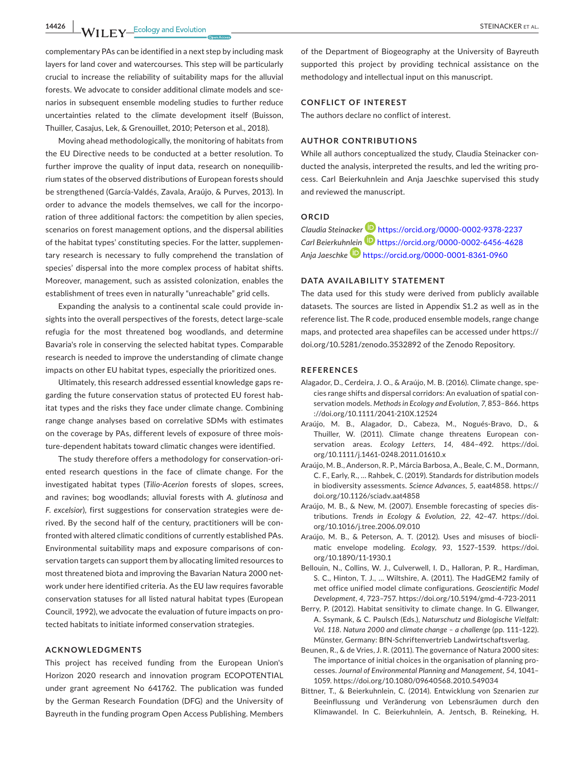complementary PAs can be identified in a next step by including mask layers for land cover and watercourses. This step will be particularly crucial to increase the reliability of suitability maps for the alluvial forests. We advocate to consider additional climate models and scenarios in subsequent ensemble modeling studies to further reduce uncertainties related to the climate development itself (Buisson, Thuiller, Casajus, Lek, & Grenouillet, 2010; Peterson et al., 2018).

Moving ahead methodologically, the monitoring of habitats from the EU Directive needs to be conducted at a better resolution. To further improve the quality of input data, research on nonequilibrium states of the observed distributions of European forests should be strengthened (García-Valdés, Zavala, Araújo, & Purves, 2013). In order to advance the models themselves, we call for the incorporation of three additional factors: the competition by alien species, scenarios on forest management options, and the dispersal abilities of the habitat types' constituting species. For the latter, supplementary research is necessary to fully comprehend the translation of species' dispersal into the more complex process of habitat shifts. Moreover, management, such as assisted colonization, enables the establishment of trees even in naturally "unreachable" grid cells.

Expanding the analysis to a continental scale could provide insights into the overall perspectives of the forests, detect large-scale refugia for the most threatened bog woodlands, and determine Bavaria's role in conserving the selected habitat types. Comparable research is needed to improve the understanding of climate change impacts on other EU habitat types, especially the prioritized ones.

Ultimately, this research addressed essential knowledge gaps regarding the future conservation status of protected EU forest habitat types and the risks they face under climate change. Combining range change analyses based on correlative SDMs with estimates on the coverage by PAs, different levels of exposure of three moisture-dependent habitats toward climatic changes were identified.

The study therefore offers a methodology for conservation-oriented research questions in the face of climate change. For the investigated habitat types (*Tilio-Acerion* forests of slopes, screes, and ravines; bog woodlands; alluvial forests with *A. glutinosa* and *F. excelsior*), first suggestions for conservation strategies were derived. By the second half of the century, practitioners will be confronted with altered climatic conditions of currently established PAs. Environmental suitability maps and exposure comparisons of conservation targets can support them by allocating limited resources to most threatened biota and improving the Bavarian Natura 2000 network under here identified criteria. As the EU law requires favorable conservation statuses for all listed natural habitat types (European Council, 1992), we advocate the evaluation of future impacts on protected habitats to initiate informed conservation strategies.

## ACKNOWLEDGMENTS

This project has received funding from the European Union's Horizon 2020 research and innovation program ECOPOTENTIAL under grant agreement No 641762. The publication was funded by the German Research Foundation (DFG) and the University of Bayreuth in the funding program Open Access Publishing. Members of the Department of Biogeography at the University of Bayreuth supported this project by providing technical assistance on the methodology and intellectual input on this manuscript.

## CONFLICT OF INTEREST

The authors declare no conflict of interest.

## AUTHOR CONTRIBUTIONS

While all authors conceptualized the study, Claudia Steinacker conducted the analysis, interpreted the results, and led the writing process. Carl Beierkuhnlein and Anja Jaeschke supervised this study and reviewed the manuscript.

## ORCID

*Claudia Steinacker* https://orcid.org/0000-0002-9378-2237
*Carl Beierkuhnlein* https://orcid.org/0000-0002-6456-4628
*Anja Jaeschke* https://orcid.org/0000-0001-8361-0960

## DATA AVAILABILITY STATEMENT

The data used for this study were derived from publicly available datasets. The sources are listed in Appendix S1.2 as well as in the reference list. The R code, produced ensemble models, range change maps, and protected area shapefiles can be accessed under https://doi.org/10.5281/zenodo.3532892 of the Zenodo Repository.

## REFERENCES

Alagador, D., Cerdeira, J. O., & Araújo, M. B. (2016). Climate change, species range shifts and dispersal corridors: An evaluation of spatial conservation models. *Methods in Ecology and Evolution*, *7*, 853–866. https://doi.org/10.1111/2041-210X.12524

Araújo, M. B., Alagador, D., Cabeza, M., Nogués-Bravo, D., & Thuiller, W. (2011). Climate change threatens European conservation areas. *Ecology Letters*, *14*, 484–492. https://doi.org/10.1111/j.1461-0248.2011.01610.x

Araújo, M. B., Anderson, R. P., Márcia Barbosa, A., Beale, C. M., Dormann, C. F., Early, R., … Rahbek, C. (2019). Standards for distribution models in biodiversity assessments. *Science Advances*, *5*, eaat4858. https://doi.org/10.1126/sciadv.aat4858

Araújo, M. B., & New, M. (2007). Ensemble forecasting of species distributions. *Trends in Ecology & Evolution*, *22*, 42–47. https://doi.org/10.1016/j.tree.2006.09.010

Araújo, M. B., & Peterson, A. T. (2012). Uses and misuses of bioclimatic envelope modeling. *Ecology*, *93*, 1527–1539. https://doi.org/10.1890/11-1930.1

Bellouin, N., Collins, W. J., Culverwell, I. D., Halloran, P. R., Hardiman, S. C., Hinton, T. J., … Wiltshire, A. (2011). The HadGEM2 family of met office unified model climate configurations. *Geoscientific Model Development*, *4*, 723–757. https://doi.org/10.5194/gmd-4-723-2011

Berry, P. (2012). Habitat sensitivity to climate change. In G. Ellwanger, A. Ssymank, & C. Paulsch (Eds.), *Naturschutz und Biologische Vielfalt: Vol. 118. Natura 2000 and climate change – a challenge* (pp. 111–122). Münster, Germany: BfN-Schriftenvertrieb Landwirtschaftsverlag.

Beunen, R., & de Vries, J. R. (2011). The governance of Natura 2000 sites: The importance of initial choices in the organisation of planning processes. *Journal of Environmental Planning and Management*, *54*, 1041–1059. https://doi.org/10.1080/09640568.2010.549034

Bittner, T., & Beierkuhnlein, C. (2014). Entwicklung von Szenarien zur Beeinflussung und Veränderung von Lebensräumen durch den Klimawandel. In C. Beierkuhnlein, A. Jentsch, B. Reineking, H.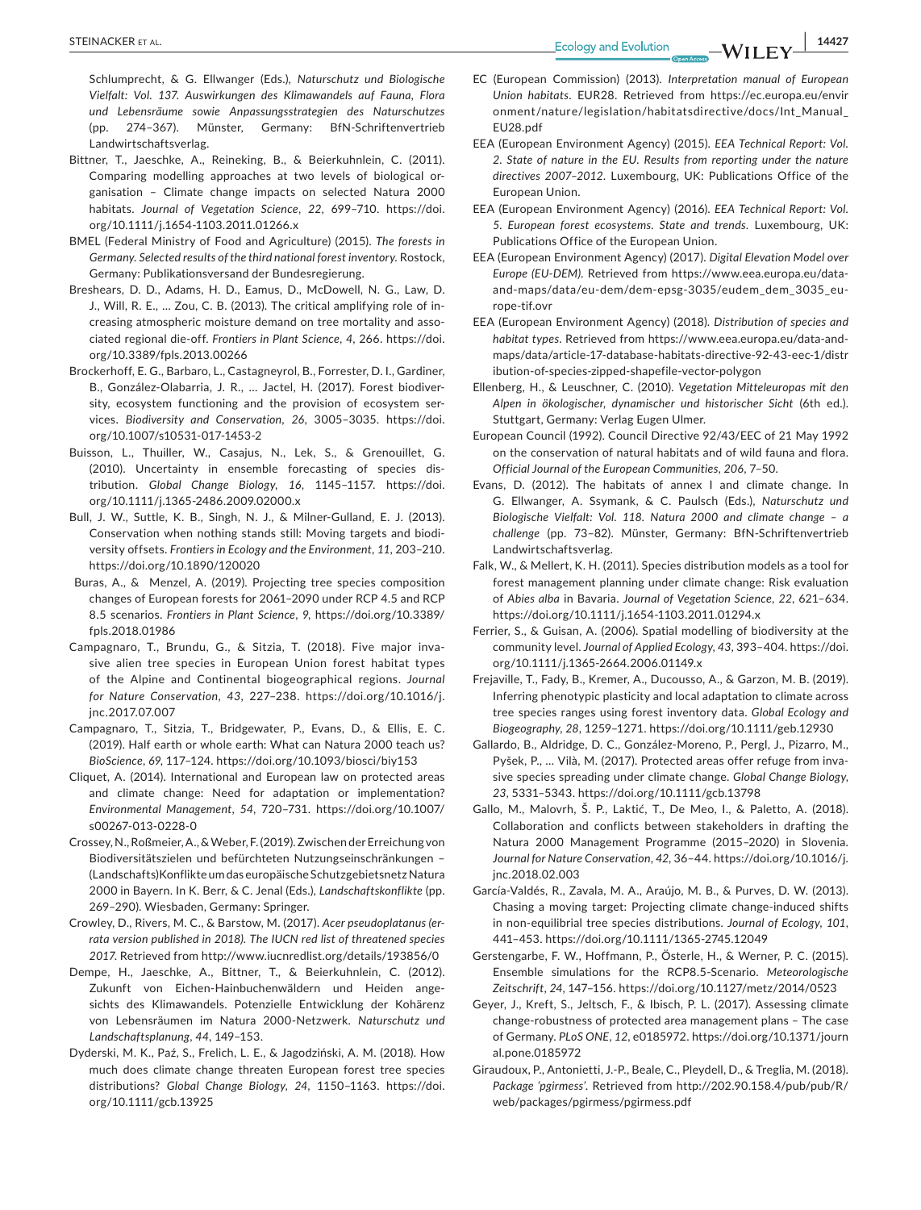Schlumprecht, & G. Ellwanger (Eds.), *Naturschutz und Biologische Vielfalt: Vol. 137. Auswirkungen des Klimawandels auf Fauna, Flora und Lebensräume sowie Anpassungsstrategien des Naturschutzes* (pp. 274–367). Münster, Germany: BfN-Schriftenvertrieb Landwirtschaftsverlag.

Bittner, T., Jaeschke, A., Reineking, B., & Beierkuhnlein, C. (2011). Comparing modelling approaches at two levels of biological organisation – Climate change impacts on selected Natura 2000 habitats. *Journal of Vegetation Science*, *22*, 699–710. https://doi.org/10.1111/j.1654-1103.2011.01266.x

BMEL (Federal Ministry of Food and Agriculture) (2015). *The forests in Germany. Selected results of the third national forest inventory*. Rostock, Germany: Publikationsversand der Bundesregierung.

Breshears, D. D., Adams, H. D., Eamus, D., McDowell, N. G., Law, D. J., Will, R. E., … Zou, C. B. (2013). The critical amplifying role of increasing atmospheric moisture demand on tree mortality and associated regional die-off. *Frontiers in Plant Science*, *4*, 266. https://doi.org/10.3389/fpls.2013.00266

Brockerhoff, E. G., Barbaro, L., Castagneyrol, B., Forrester, D. I., Gardiner, B., González-Olabarria, J. R., … Jactel, H. (2017). Forest biodiversity, ecosystem functioning and the provision of ecosystem services. *Biodiversity and Conservation*, *26*, 3005–3035. https://doi.org/10.1007/s10531-017-1453-2

Buisson, L., Thuiller, W., Casajus, N., Lek, S., & Grenouillet, G. (2010). Uncertainty in ensemble forecasting of species distribution. *Global Change Biology*, *16*, 1145–1157. https://doi.org/10.1111/j.1365-2486.2009.02000.x

Bull, J. W., Suttle, K. B., Singh, N. J., & Milner-Gulland, E. J. (2013). Conservation when nothing stands still: Moving targets and biodiversity offsets. *Frontiers in Ecology and the Environment*, *11*, 203–210. https://doi.org/10.1890/120020

Buras, A., & Menzel, A. (2019). Projecting tree species composition changes of European forests for 2061–2090 under RCP 4.5 and RCP 8.5 scenarios. *Frontiers in Plant Science*, *9*, https://doi.org/10.3389/fpls.2018.01986

Campagnaro, T., Brundu, G., & Sitzia, T. (2018). Five major invasive alien tree species in European Union forest habitat types of the Alpine and Continental biogeographical regions. *Journal for Nature Conservation*, *43*, 227–238. https://doi.org/10.1016/j.jnc.2017.07.007

Campagnaro, T., Sitzia, T., Bridgewater, P., Evans, D., & Ellis, E. C. (2019). Half earth or whole earth: What can Natura 2000 teach us? *BioScience*, *69*, 117–124. https://doi.org/10.1093/biosci/biy153

Cliquet, A. (2014). International and European law on protected areas and climate change: Need for adaptation or implementation? *Environmental Management*, *54*, 720–731. https://doi.org/10.1007/s00267-013-0228-0

Crossey, N., Roßmeier, A., & Weber, F. (2019). Zwischen der Erreichung von Biodiversitätszielen und befürchteten Nutzungseinschränkungen – (Landschafts)Konflikte um das europäische Schutzgebietsnetz Natura 2000 in Bayern. In K. Berr, & C. Jenal (Eds.), *Landschaftskonflikte* (pp. 269–290). Wiesbaden, Germany: Springer.

Crowley, D., Rivers, M. C., & Barstow, M. (2017). *Acer pseudoplatanus (errata version published in 2018). The IUCN red list of threatened species 2017*. Retrieved from http://www.iucnredlist.org/details/193856/0

Dempe, H., Jaeschke, A., Bittner, T., & Beierkuhnlein, C. (2012). Zukunft von Eichen-Hainbuchenwäldern und Heiden angesichts des Klimawandels. Potenzielle Entwicklung der Kohärenz von Lebensräumen im Natura 2000-Netzwerk. *Naturschutz und Landschaftsplanung*, *44*, 149–153.

Dyderski, M. K., Paź, S., Frelich, L. E., & Jagodziński, A. M. (2018). How much does climate change threaten European forest tree species distributions? *Global Change Biology*, *24*, 1150–1163. https://doi.org/10.1111/gcb.13925

EC (European Commission) (2013). *Interpretation manual of European Union habitats*. EUR28. Retrieved from https://ec.europa.eu/environment/nature/legislation/habitatsdirective/docs/Int_Manual_EU28.pdf

EEA (European Environment Agency) (2015). *EEA Technical Report: Vol. 2. State of nature in the EU. Results from reporting under the nature directives 2007–2012*. Luxembourg, UK: Publications Office of the European Union.

EEA (European Environment Agency) (2016). *EEA Technical Report: Vol. 5. European forest ecosystems. State and trends*. Luxembourg, UK: Publications Office of the European Union.

EEA (European Environment Agency) (2017). *Digital Elevation Model over Europe (EU-DEM)*. Retrieved from https://www.eea.europa.eu/data-and-maps/data/eu-dem/dem-epsg-3035/eudem_dem_3035_europe-tif.ovr

EEA (European Environment Agency) (2018). *Distribution of species and habitat types*. Retrieved from https://www.eea.europa.eu/data-and-maps/data/article-17-database-habitats-directive-92-43-eec-1/distribution-of-species-zipped-shapefile-vector-polygon

Ellenberg, H., & Leuschner, C. (2010). *Vegetation Mitteleuropas mit den Alpen in ökologischer, dynamischer und historischer Sicht* (6th ed.). Stuttgart, Germany: Verlag Eugen Ulmer.

European Council (1992). Council Directive 92/43/EEC of 21 May 1992 on the conservation of natural habitats and of wild fauna and flora. *Official Journal of the European Communities*, *206*, 7–50.

Evans, D. (2012). The habitats of annex I and climate change. In G. Ellwanger, A. Ssymank, & C. Paulsch (Eds.), *Naturschutz und Biologische Vielfalt: Vol. 118. Natura 2000 and climate change – a challenge* (pp. 73–82). Münster, Germany: BfN-Schriftenvertrieb Landwirtschaftsverlag.

Falk, W., & Mellert, K. H. (2011). Species distribution models as a tool for forest management planning under climate change: Risk evaluation of *Abies alba* in Bavaria. *Journal of Vegetation Science*, *22*, 621–634. https://doi.org/10.1111/j.1654-1103.2011.01294.x

Ferrier, S., & Guisan, A. (2006). Spatial modelling of biodiversity at the community level. *Journal of Applied Ecology*, *43*, 393–404. https://doi.org/10.1111/j.1365-2664.2006.01149.x

Frejaville, T., Fady, B., Kremer, A., Ducousso, A., & Garzon, M. B. (2019). Inferring phenotypic plasticity and local adaptation to climate across tree species ranges using forest inventory data. *Global Ecology and Biogeography*, *28*, 1259–1271. https://doi.org/10.1111/geb.12930

Gallardo, B., Aldridge, D. C., González-Moreno, P., Pergl, J., Pizarro, M., Pyšek, P., … Vilà, M. (2017). Protected areas offer refuge from invasive species spreading under climate change. *Global Change Biology*, *23*, 5331–5343. https://doi.org/10.1111/gcb.13798

Gallo, M., Malovrh, Š. P., Laktić, T., De Meo, I., & Paletto, A. (2018). Collaboration and conflicts between stakeholders in drafting the Natura 2000 Management Programme (2015–2020) in Slovenia. *Journal for Nature Conservation*, *42*, 36–44. https://doi.org/10.1016/j.jnc.2018.02.003

García-Valdés, R., Zavala, M. A., Araújo, M. B., & Purves, D. W. (2013). Chasing a moving target: Projecting climate change-induced shifts in non-equilibrial tree species distributions. *Journal of Ecology*, *101*, 441–453. https://doi.org/10.1111/1365-2745.12049

Gerstengarbe, F. W., Hoffmann, P., Österle, H., & Werner, P. C. (2015). Ensemble simulations for the RCP8.5-Scenario. *Meteorologische Zeitschrift*, *24*, 147–156. https://doi.org/10.1127/metz/2014/0523

Geyer, J., Kreft, S., Jeltsch, F., & Ibisch, P. L. (2017). Assessing climate change-robustness of protected area management plans – The case of Germany. *PLoS ONE*, *12*, e0185972. https://doi.org/10.1371/journal.pone.0185972

Giraudoux, P., Antonietti, J.-P., Beale, C., Pleydell, D., & Treglia, M. (2018). *Package 'pgirmess'*. Retrieved from http://202.90.158.4/pub/pub/R/web/packages/pgirmess/pgirmess.pdf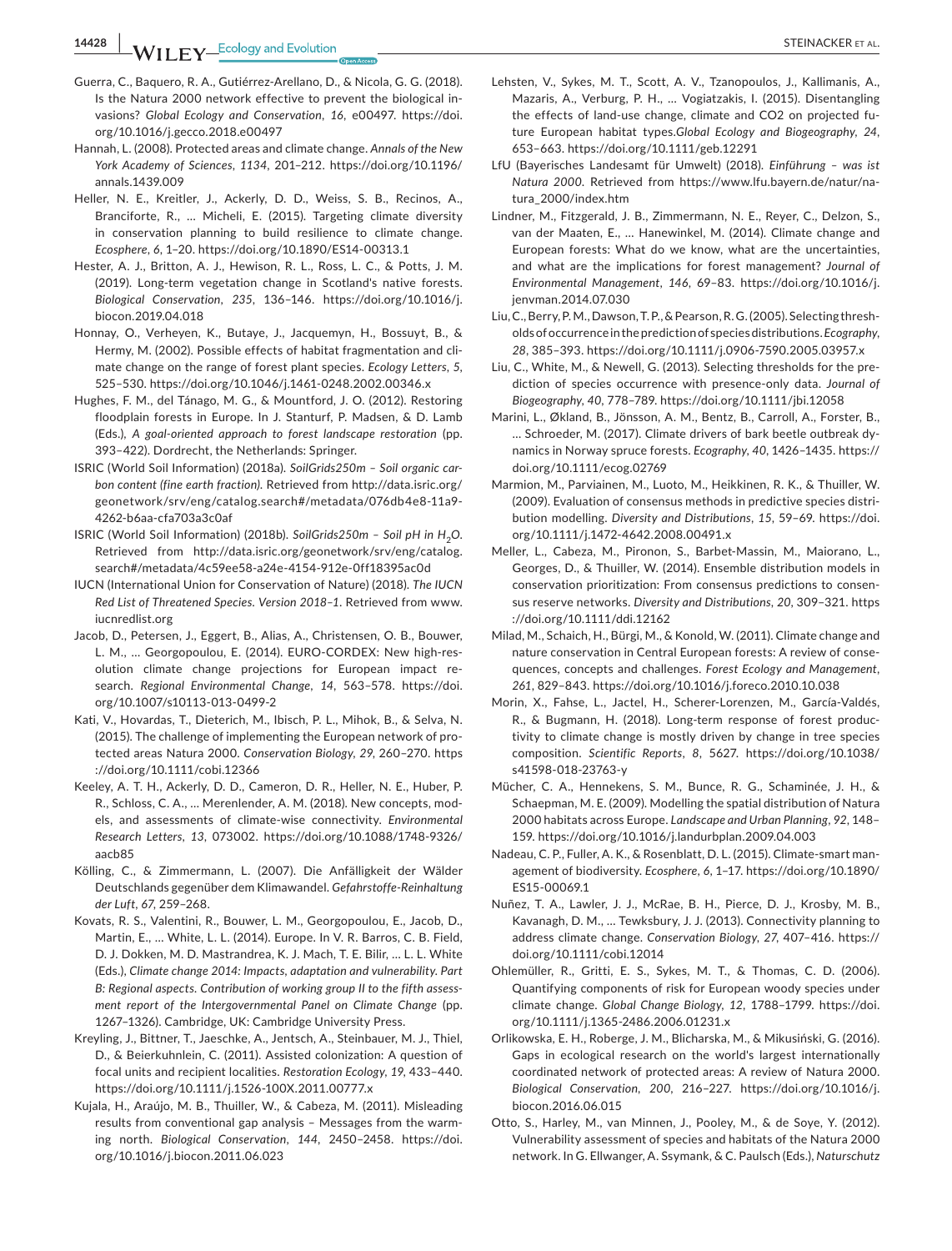Guerra, C., Baquero, R. A., Gutiérrez-Arellano, D., & Nicola, G. G. (2018). Is the Natura 2000 network effective to prevent the biological invasions? *Global Ecology and Conservation*, *16*, e00497. https://doi.org/10.1016/j.gecco.2018.e00497

Hannah, L. (2008). Protected areas and climate change. *Annals of the New York Academy of Sciences*, *1134*, 201–212. https://doi.org/10.1196/annals.1439.009

Heller, N. E., Kreitler, J., Ackerly, D. D., Weiss, S. B., Recinos, A., Branciforte, R., … Micheli, E. (2015). Targeting climate diversity in conservation planning to build resilience to climate change. *Ecosphere*, *6*, 1–20. https://doi.org/10.1890/ES14-00313.1

Hester, A. J., Britton, A. J., Hewison, R. L., Ross, L. C., & Potts, J. M. (2019). Long-term vegetation change in Scotland's native forests. *Biological Conservation*, *235*, 136–146. https://doi.org/10.1016/j.biocon.2019.04.018

Honnay, O., Verheyen, K., Butaye, J., Jacquemyn, H., Bossuyt, B., & Hermy, M. (2002). Possible effects of habitat fragmentation and climate change on the range of forest plant species. *Ecology Letters*, *5*, 525–530. https://doi.org/10.1046/j.1461-0248.2002.00346.x

Hughes, F. M., del Tánago, M. G., & Mountford, J. O. (2012). Restoring floodplain forests in Europe. In J. Stanturf, P. Madsen, & D. Lamb (Eds.), *A goal-oriented approach to forest landscape restoration* (pp. 393–422). Dordrecht, the Netherlands: Springer.

ISRIC (World Soil Information) (2018a). *SoilGrids250m – Soil organic carbon content (fine earth fraction).* Retrieved from http://data.isric.org/geonetwork/srv/eng/catalog.search#/metadata/076db4e8-11a9-4262-b6aa-cfa703a3c0af

ISRIC (World Soil Information) (2018b). *SoilGrids250m – Soil pH in $H_2O$.* Retrieved from http://data.isric.org/geonetwork/srv/eng/catalog.search#/metadata/4c59ee58-a24e-4154-912e-0ff18395ac0d

IUCN (International Union for Conservation of Nature) (2018). *The IUCN Red List of Threatened Species. Version 2018–1.* Retrieved from www.iucnredlist.org

Jacob, D., Petersen, J., Eggert, B., Alias, A., Christensen, O. B., Bouwer, L. M., … Georgopoulou, E. (2014). EURO-CORDEX: New high-resolution climate change projections for European impact research. *Regional Environmental Change*, *14*, 563–578. https://doi.org/10.1007/s10113-013-0499-2

Kati, V., Hovardas, T., Dieterich, M., Ibisch, P. L., Mihok, B., & Selva, N. (2015). The challenge of implementing the European network of protected areas Natura 2000. *Conservation Biology*, *29*, 260–270. https://doi.org/10.1111/cobi.12366

Keeley, A. T. H., Ackerly, D. D., Cameron, D. R., Heller, N. E., Huber, P. R., Schloss, C. A., … Merenlender, A. M. (2018). New concepts, models, and assessments of climate-wise connectivity. *Environmental Research Letters*, *13*, 073002. https://doi.org/10.1088/1748-9326/aacb85

Kölling, C., & Zimmermann, L. (2007). Die Anfälligkeit der Wälder Deutschlands gegenüber dem Klimawandel. *Gefahrstoffe-Reinhaltung der Luft*, *67*, 259–268.

Kovats, R. S., Valentini, R., Bouwer, L. M., Georgopoulou, E., Jacob, D., Martin, E., … White, L. L. (2014). Europe. In V. R. Barros, C. B. Field, D. J. Dokken, M. D. Mastrandrea, K. J. Mach, T. E. Bilir, … L. L. White (Eds.), *Climate change 2014: Impacts, adaptation and vulnerability. Part B: Regional aspects. Contribution of working group II to the fifth assessment report of the Intergovernmental Panel on Climate Change* (pp. 1267–1326). Cambridge, UK: Cambridge University Press.

Kreyling, J., Bittner, T., Jaeschke, A., Jentsch, A., Steinbauer, M. J., Thiel, D., & Beierkuhnlein, C. (2011). Assisted colonization: A question of focal units and recipient localities. *Restoration Ecology*, *19*, 433–440. https://doi.org/10.1111/j.1526-100X.2011.00777.x

Kujala, H., Araújo, M. B., Thuiller, W., & Cabeza, M. (2011). Misleading results from conventional gap analysis – Messages from the warming north. *Biological Conservation*, *144*, 2450–2458. https://doi.org/10.1016/j.biocon.2011.06.023

Lehsten, V., Sykes, M. T., Scott, A. V., Tzanopoulos, J., Kallimanis, A., Mazaris, A., Verburg, P. H., … Vogiatzakis, I. (2015). Disentangling the effects of land-use change, climate and CO2 on projected future European habitat types.*Global Ecology and Biogeography*, *24*, 653–663. https://doi.org/10.1111/geb.12291

LfU (Bayerisches Landesamt für Umwelt) (2018). *Einführung – was ist Natura 2000*. Retrieved from https://www.lfu.bayern.de/natur/natura_2000/index.htm

Lindner, M., Fitzgerald, J. B., Zimmermann, N. E., Reyer, C., Delzon, S., van der Maaten, E., … Hanewinkel, M. (2014). Climate change and European forests: What do we know, what are the uncertainties, and what are the implications for forest management? *Journal of Environmental Management*, *146*, 69–83. https://doi.org/10.1016/j.jenvman.2014.07.030

Liu, C., Berry, P. M., Dawson, T. P., & Pearson, R. G. (2005). Selecting thresholds of occurrence in the prediction of species distributions. *Ecography*, *28*, 385–393. https://doi.org/10.1111/j.0906-7590.2005.03957.x

Liu, C., White, M., & Newell, G. (2013). Selecting thresholds for the prediction of species occurrence with presence-only data. *Journal of Biogeography*, *40*, 778–789. https://doi.org/10.1111/jbi.12058

Marini, L., Økland, B., Jönsson, A. M., Bentz, B., Carroll, A., Forster, B., … Schroeder, M. (2017). Climate drivers of bark beetle outbreak dynamics in Norway spruce forests. *Ecography*, *40*, 1426–1435. https://doi.org/10.1111/ecog.02769

Marmion, M., Parviainen, M., Luoto, M., Heikkinen, R. K., & Thuiller, W. (2009). Evaluation of consensus methods in predictive species distribution modelling. *Diversity and Distributions*, *15*, 59–69. https://doi.org/10.1111/j.1472-4642.2008.00491.x

Meller, L., Cabeza, M., Pironon, S., Barbet-Massin, M., Maiorano, L., Georges, D., & Thuiller, W. (2014). Ensemble distribution models in conservation prioritization: From consensus predictions to consensus reserve networks. *Diversity and Distributions*, *20*, 309–321. https://doi.org/10.1111/ddi.12162

Milad, M., Schaich, H., Bürgi, M., & Konold, W. (2011). Climate change and nature conservation in Central European forests: A review of consequences, concepts and challenges. *Forest Ecology and Management*, *261*, 829–843. https://doi.org/10.1016/j.foreco.2010.10.038

Morin, X., Fahse, L., Jactel, H., Scherer-Lorenzen, M., García-Valdés, R., & Bugmann, H. (2018). Long-term response of forest productivity to climate change is mostly driven by change in tree species composition. *Scientific Reports*, *8*, 5627. https://doi.org/10.1038/s41598-018-23763-y

Mücher, C. A., Hennekens, S. M., Bunce, R. G., Schaminée, J. H., & Schaepman, M. E. (2009). Modelling the spatial distribution of Natura 2000 habitats across Europe. *Landscape and Urban Planning*, *92*, 148–159. https://doi.org/10.1016/j.landurbplan.2009.04.003

Nadeau, C. P., Fuller, A. K., & Rosenblatt, D. L. (2015). Climate-smart management of biodiversity. *Ecosphere*, *6*, 1–17. https://doi.org/10.1890/ES15-00069.1

Nuñez, T. A., Lawler, J. J., McRae, B. H., Pierce, D. J., Krosby, M. B., Kavanagh, D. M., … Tewksbury, J. J. (2013). Connectivity planning to address climate change. *Conservation Biology*, *27*, 407–416. https://doi.org/10.1111/cobi.12014

Ohlemüller, R., Gritti, E. S., Sykes, M. T., & Thomas, C. D. (2006). Quantifying components of risk for European woody species under climate change. *Global Change Biology*, *12*, 1788–1799. https://doi.org/10.1111/j.1365-2486.2006.01231.x

Orlikowska, E. H., Roberge, J. M., Blicharska, M., & Mikusiński, G. (2016). Gaps in ecological research on the world's largest internationally coordinated network of protected areas: A review of Natura 2000. *Biological Conservation*, *200*, 216–227. https://doi.org/10.1016/j.biocon.2016.06.015

Otto, S., Harley, M., van Minnen, J., Pooley, M., & de Soye, Y. (2012). Vulnerability assessment of species and habitats of the Natura 2000 network. In G. Ellwanger, A. Ssymank, & C. Paulsch (Eds.), *Naturschutz*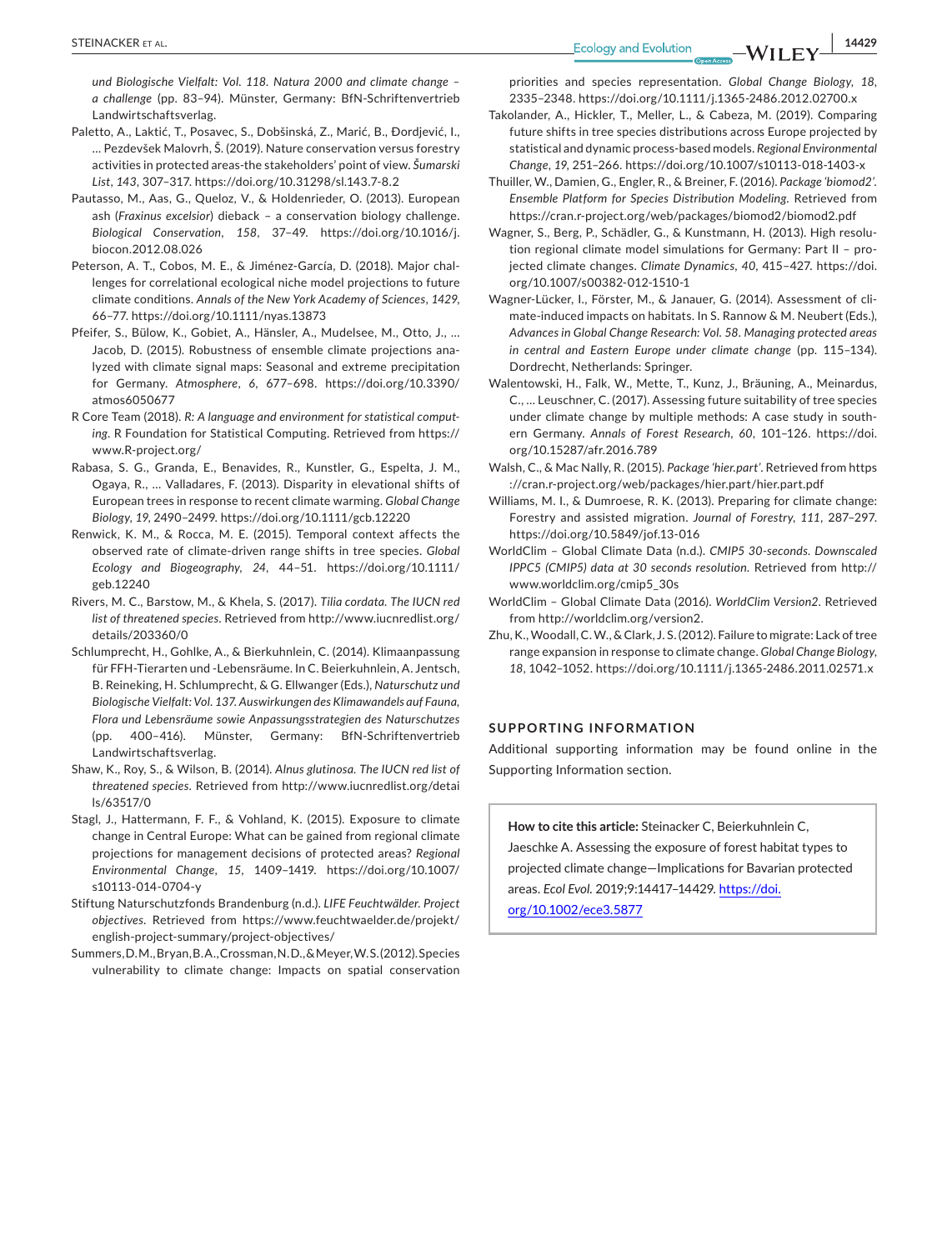*und Biologische Vielfalt: Vol. 118. Natura 2000 and climate change – a challenge* (pp. 83–94). Münster, Germany: BfN-Schriftenvertrieb Landwirtschaftsverlag.

Paletto, A., Laktić, T., Posavec, S., Dobšinská, Z., Marić, B., Đordjević, I., … Pezdevšek Malovrh, Š. (2019). Nature conservation versus forestry activities in protected areas-the stakeholders' point of view. *Šumarski List*, *143*, 307–317. https://doi.org/10.31298/sl.143.7-8.2

Pautasso, M., Aas, G., Queloz, V., & Holdenrieder, O. (2013). European ash (*Fraxinus excelsior*) dieback – a conservation biology challenge. *Biological Conservation*, *158*, 37–49. https://doi.org/10.1016/j.biocon.2012.08.026

Peterson, A. T., Cobos, M. E., & Jiménez-García, D. (2018). Major challenges for correlational ecological niche model projections to future climate conditions. *Annals of the New York Academy of Sciences*, *1429*, 66–77. https://doi.org/10.1111/nyas.13873

Pfeifer, S., Bülow, K., Gobiet, A., Hänsler, A., Mudelsee, M., Otto, J., … Jacob, D. (2015). Robustness of ensemble climate projections analyzed with climate signal maps: Seasonal and extreme precipitation for Germany. *Atmosphere*, *6*, 677–698. https://doi.org/10.3390/atmos6050677

R Core Team (2018). *R: A language and environment for statistical computing*. R Foundation for Statistical Computing. Retrieved from https://www.R-project.org/

Rabasa, S. G., Granda, E., Benavides, R., Kunstler, G., Espelta, J. M., Ogaya, R., … Valladares, F. (2013). Disparity in elevational shifts of European trees in response to recent climate warming. *Global Change Biology*, *19*, 2490–2499. https://doi.org/10.1111/gcb.12220

Renwick, K. M., & Rocca, M. E. (2015). Temporal context affects the observed rate of climate-driven range shifts in tree species. *Global Ecology and Biogeography*, *24*, 44–51. https://doi.org/10.1111/geb.12240

Rivers, M. C., Barstow, M., & Khela, S. (2017). *Tilia cordata. The IUCN red list of threatened species*. Retrieved from http://www.iucnredlist.org/details/203360/0

Schlumprecht, H., Gohlke, A., & Bierkuhnlein, C. (2014). Klimaanpassung für FFH-Tierarten und -Lebensräume. In C. Beierkuhnlein, A. Jentsch, B. Reineking, H. Schlumprecht, & G. Ellwanger (Eds.), *Naturschutz und Biologische Vielfalt: Vol. 137. Auswirkungen des Klimawandels auf Fauna, Flora und Lebensräume sowie Anpassungsstrategien des Naturschutzes* (pp. 400–416). Münster, Germany: BfN-Schriftenvertrieb Landwirtschaftsverlag.

Shaw, K., Roy, S., & Wilson, B. (2014). *Alnus glutinosa. The IUCN red list of threatened species*. Retrieved from http://www.iucnredlist.org/details/63517/0

Stagl, J., Hattermann, F. F., & Vohland, K. (2015). Exposure to climate change in Central Europe: What can be gained from regional climate projections for management decisions of protected areas? *Regional Environmental Change*, *15*, 1409–1419. https://doi.org/10.1007/s10113-014-0704-y

Stiftung Naturschutzfonds Brandenburg (n.d.). *LIFE Feuchtwälder. Project objectives*. Retrieved from https://www.feuchtwaelder.de/projekt/english-project-summary/project-objectives/

Summers, D. M., Bryan, B. A., Crossman, N. D., & Meyer, W. S. (2012). Species vulnerability to climate change: Impacts on spatial conservation priorities and species representation. *Global Change Biology*, *18*, 2335–2348. https://doi.org/10.1111/j.1365-2486.2012.02700.x

Takolander, A., Hickler, T., Meller, L., & Cabeza, M. (2019). Comparing future shifts in tree species distributions across Europe projected by statistical and dynamic process-based models. *Regional Environmental Change*, *19*, 251–266. https://doi.org/10.1007/s10113-018-1403-x

Thuiller, W., Damien, G., Engler, R., & Breiner, F. (2016). *Package 'biomod2'. Ensemble Platform for Species Distribution Modeling*. Retrieved from https://cran.r-project.org/web/packages/biomod2/biomod2.pdf

Wagner, S., Berg, P., Schädler, G., & Kunstmann, H. (2013). High resolution regional climate model simulations for Germany: Part II – projected climate changes. *Climate Dynamics*, *40*, 415–427. https://doi.org/10.1007/s00382-012-1510-1

Wagner-Lücker, I., Förster, M., & Janauer, G. (2014). Assessment of climate-induced impacts on habitats. In S. Rannow & M. Neubert (Eds.), *Advances in Global Change Research: Vol. 58. Managing protected areas in central and Eastern Europe under climate change* (pp. 115–134). Dordrecht, Netherlands: Springer.

Walentowski, H., Falk, W., Mette, T., Kunz, J., Bräuning, A., Meinardus, C., … Leuschner, C. (2017). Assessing future suitability of tree species under climate change by multiple methods: A case study in southern Germany. *Annals of Forest Research*, *60*, 101–126. https://doi.org/10.15287/afr.2016.789

Walsh, C., & Mac Nally, R. (2015). *Package 'hier.part'*. Retrieved from https://cran.r-project.org/web/packages/hier.part/hier.part.pdf

Williams, M. I., & Dumroese, R. K. (2013). Preparing for climate change: Forestry and assisted migration. *Journal of Forestry*, *111*, 287–297. https://doi.org/10.5849/jof.13-016

WorldClim – Global Climate Data (n.d.). *CMIP5 30-seconds. Downscaled IPPC5 (CMIP5) data at 30 seconds resolution*. Retrieved from http://www.worldclim.org/cmip5_30s

WorldClim – Global Climate Data (2016). *WorldClim Version2*. Retrieved from http://worldclim.org/version2.

Zhu, K., Woodall, C. W., & Clark, J. S. (2012). Failure to migrate: Lack of tree range expansion in response to climate change. *Global Change Biology*, *18*, 1042–1052. https://doi.org/10.1111/j.1365-2486.2011.02571.x

## SUPPORTING INFORMATION

Additional supporting information may be found online in the Supporting Information section.

**How to cite this article:** Steinacker C, Beierkuhnlein C, Jaeschke A. Assessing the exposure of forest habitat types to projected climate change—Implications for Bavarian protected areas. *Ecol Evol*. 2019;9:14417–14429. https://doi.org/10.1002/ece3.5877